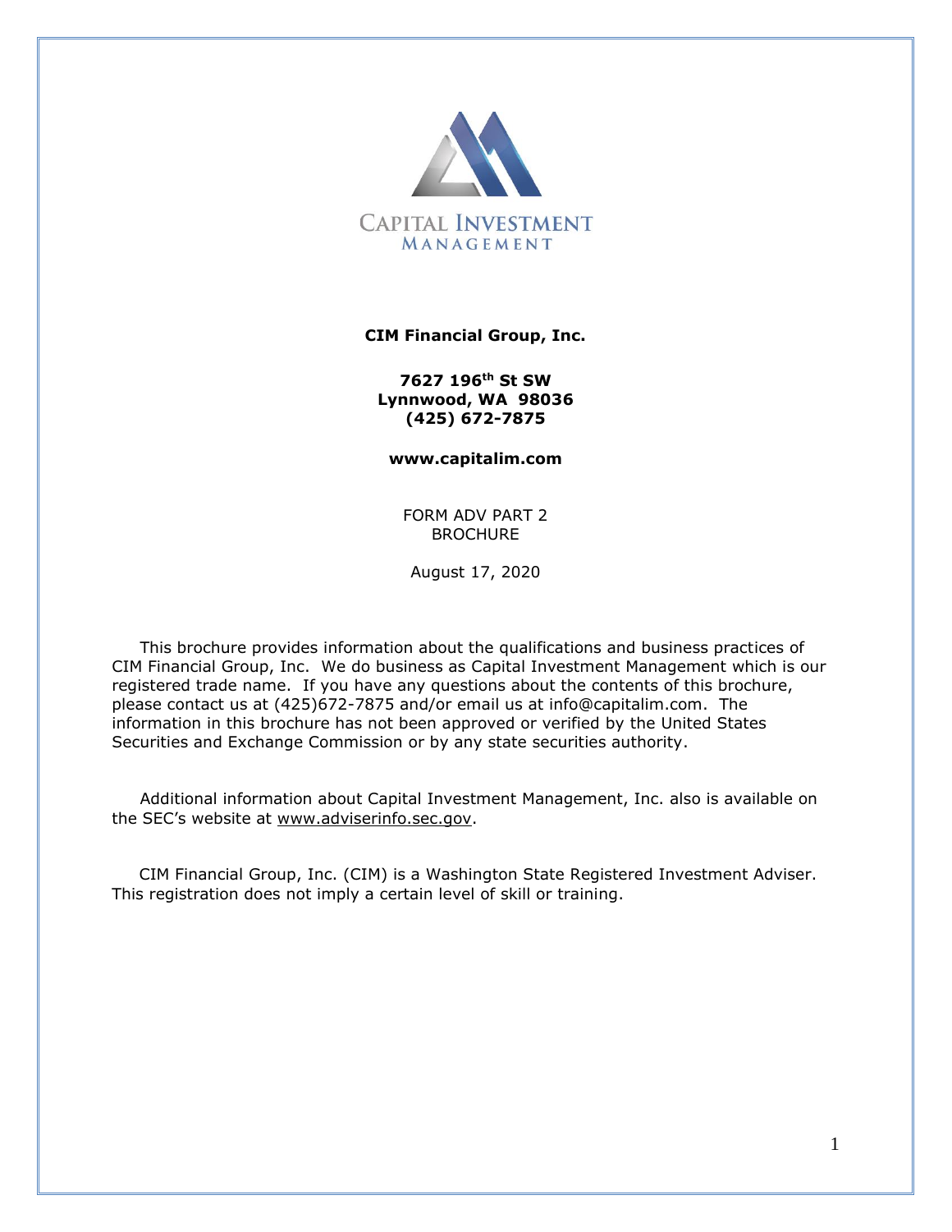CAPITAL INVESTMENT
MANAGEMENT

**CIM Financial Group, Inc.**

**7627 196th St SW**
**Lynnwood, WA 98036**
**(425) 672-7875**

**www.capitalim.com**

FORM ADV PART 2
BROCHURE

August 17, 2020

This brochure provides information about the qualifications and business practices of CIM Financial Group, Inc. We do business as Capital Investment Management which is our registered trade name. If you have any questions about the contents of this brochure, please contact us at (425)672-7875 and/or email us at info@capitalim.com. The information in this brochure has not been approved or verified by the United States Securities and Exchange Commission or by any state securities authority.

Additional information about Capital Investment Management, Inc. also is available on the SEC's website at www.adviserinfo.sec.gov.

CIM Financial Group, Inc. (CIM) is a Washington State Registered Investment Adviser. This registration does not imply a certain level of skill or training.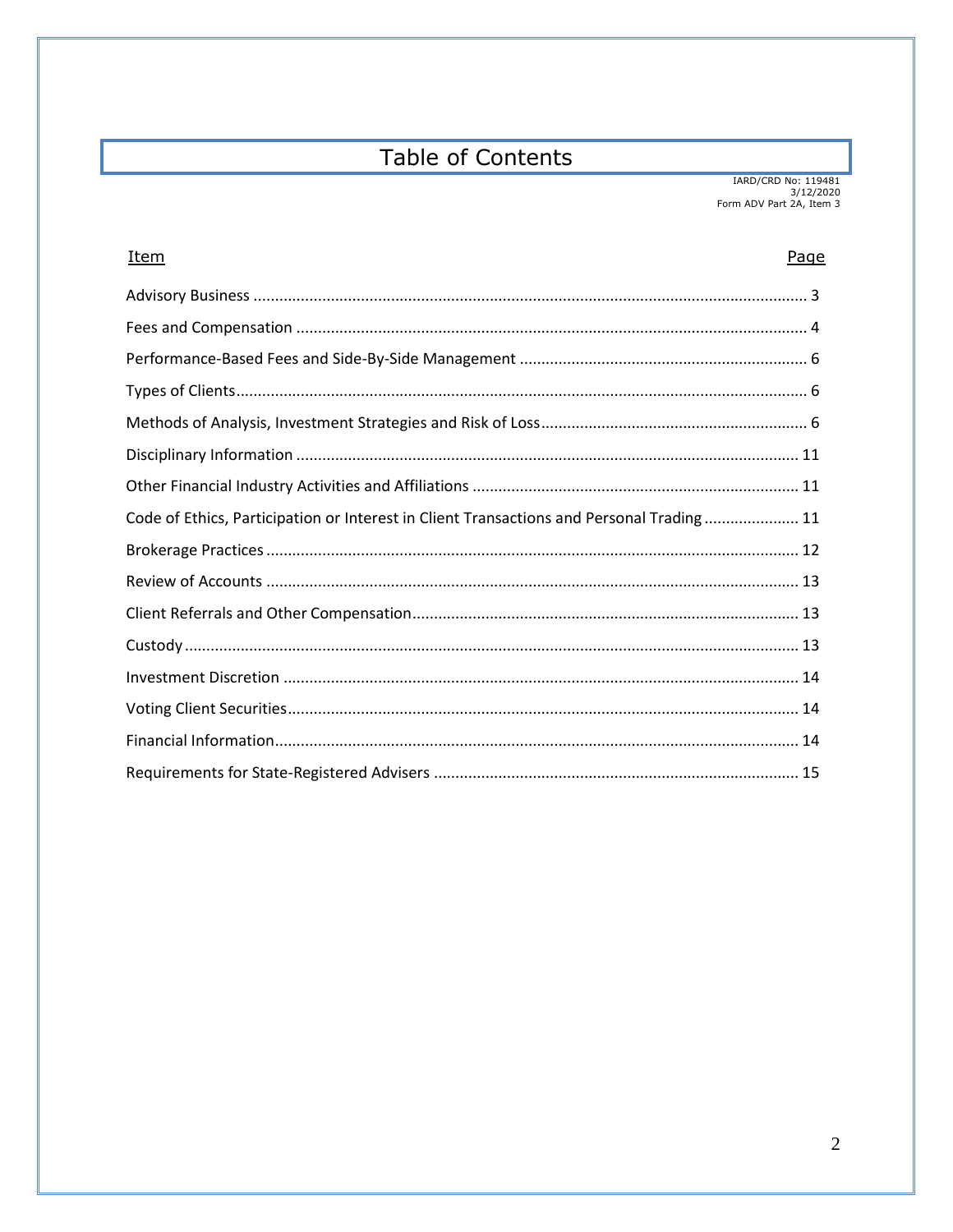# Table of Contents

IARD/CRD No: 119481
3/12/2020
Form ADV Part 2A, Item 3

| Item | Page |
|---|---|
| Advisory Business | 3 |
| Fees and Compensation | 4 |
| Performance-Based Fees and Side-By-Side Management | 6 |
| Types of Clients | 6 |
| Methods of Analysis, Investment Strategies and Risk of Loss | 6 |
| Disciplinary Information | 11 |
| Other Financial Industry Activities and Affiliations | 11 |
| Code of Ethics, Participation or Interest in Client Transactions and Personal Trading | 11 |
| Brokerage Practices | 12 |
| Review of Accounts | 13 |
| Client Referrals and Other Compensation | 13 |
| Custody | 13 |
| Investment Discretion | 14 |
| Voting Client Securities | 14 |
| Financial Information | 14 |
| Requirements for State-Registered Advisers | 15 |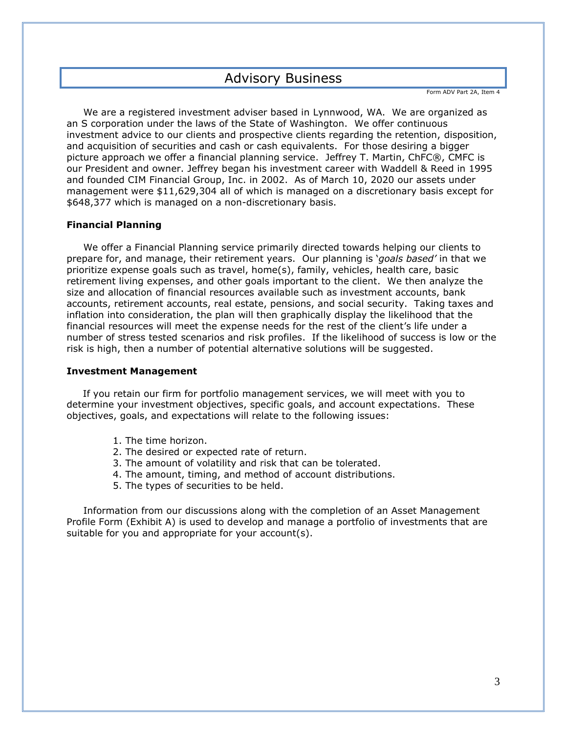# Advisory Business

Form ADV Part 2A, Item 4

We are a registered investment adviser based in Lynnwood, WA. We are organized as an S corporation under the laws of the State of Washington. We offer continuous investment advice to our clients and prospective clients regarding the retention, disposition, and acquisition of securities and cash or cash equivalents. For those desiring a bigger picture approach we offer a financial planning service. Jeffrey T. Martin, ChFC®, CMFC is our President and owner. Jeffrey began his investment career with Waddell & Reed in 1995 and founded CIM Financial Group, Inc. in 2002. As of March 10, 2020 our assets under management were $11,629,304 all of which is managed on a discretionary basis except for $648,377 which is managed on a non-discretionary basis.

**Financial Planning**

We offer a Financial Planning service primarily directed towards helping our clients to prepare for, and manage, their retirement years. Our planning is *'goals based'* in that we prioritize expense goals such as travel, home(s), family, vehicles, health care, basic retirement living expenses, and other goals important to the client. We then analyze the size and allocation of financial resources available such as investment accounts, bank accounts, retirement accounts, real estate, pensions, and social security. Taking taxes and inflation into consideration, the plan will then graphically display the likelihood that the financial resources will meet the expense needs for the rest of the client's life under a number of stress tested scenarios and risk profiles. If the likelihood of success is low or the risk is high, then a number of potential alternative solutions will be suggested.

**Investment Management**

If you retain our firm for portfolio management services, we will meet with you to determine your investment objectives, specific goals, and account expectations. These objectives, goals, and expectations will relate to the following issues:

1. The time horizon.
2. The desired or expected rate of return.
3. The amount of volatility and risk that can be tolerated.
4. The amount, timing, and method of account distributions.
5. The types of securities to be held.

Information from our discussions along with the completion of an Asset Management Profile Form (Exhibit A) is used to develop and manage a portfolio of investments that are suitable for you and appropriate for your account(s).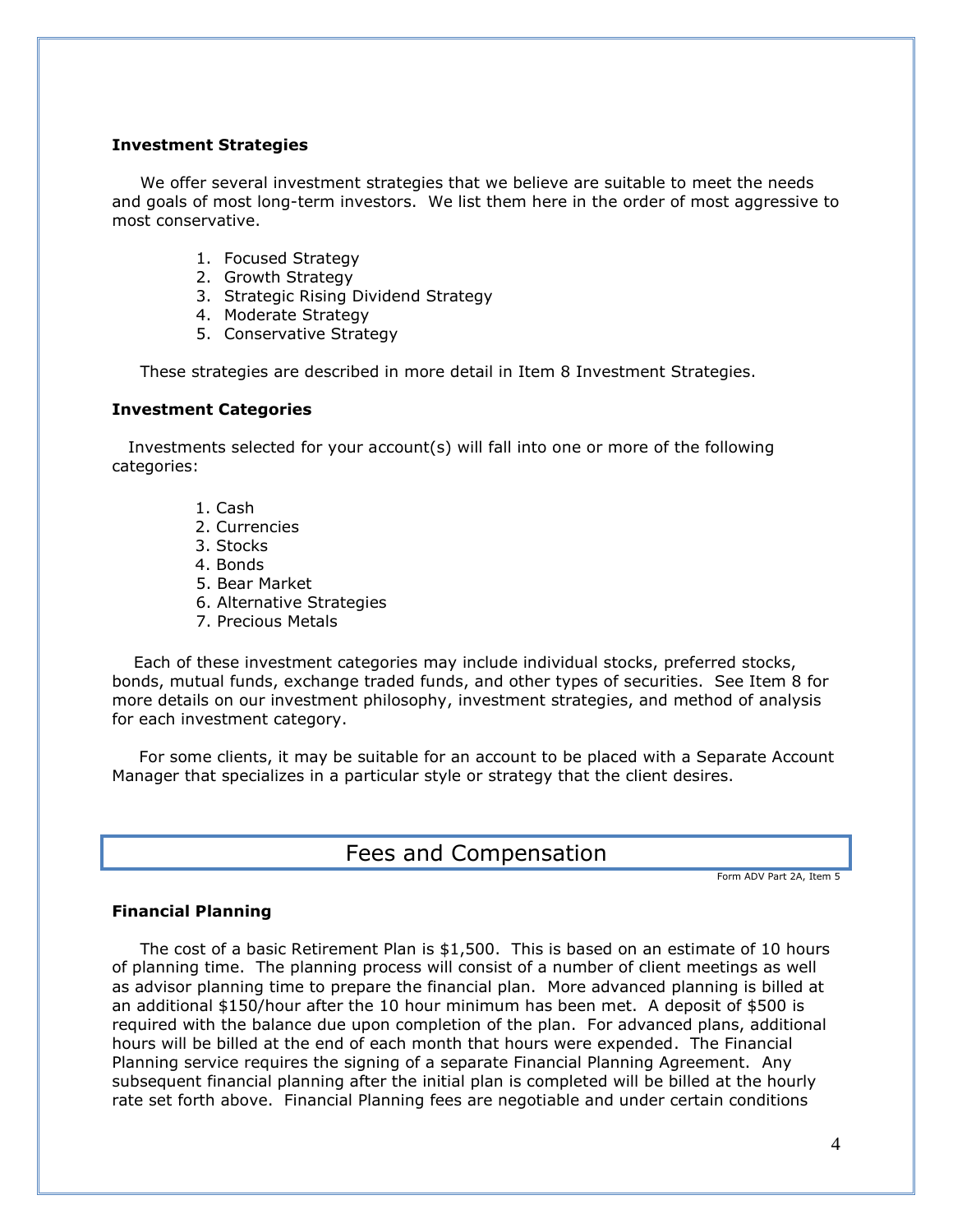### Investment Strategies

We offer several investment strategies that we believe are suitable to meet the needs and goals of most long-term investors. We list them here in the order of most aggressive to most conservative.

1. Focused Strategy
2. Growth Strategy
3. Strategic Rising Dividend Strategy
4. Moderate Strategy
5. Conservative Strategy

These strategies are described in more detail in Item 8 Investment Strategies.

### Investment Categories

Investments selected for your account(s) will fall into one or more of the following categories:

1. Cash
2. Currencies
3. Stocks
4. Bonds
5. Bear Market
6. Alternative Strategies
7. Precious Metals

Each of these investment categories may include individual stocks, preferred stocks, bonds, mutual funds, exchange traded funds, and other types of securities. See Item 8 for more details on our investment philosophy, investment strategies, and method of analysis for each investment category.

For some clients, it may be suitable for an account to be placed with a Separate Account Manager that specializes in a particular style or strategy that the client desires.

## Fees and Compensation

Form ADV Part 2A, Item 5

### Financial Planning

The cost of a basic Retirement Plan is $1,500. This is based on an estimate of 10 hours of planning time. The planning process will consist of a number of client meetings as well as advisor planning time to prepare the financial plan. More advanced planning is billed at an additional $150/hour after the 10 hour minimum has been met. A deposit of $500 is required with the balance due upon completion of the plan. For advanced plans, additional hours will be billed at the end of each month that hours were expended. The Financial Planning service requires the signing of a separate Financial Planning Agreement. Any subsequent financial planning after the initial plan is completed will be billed at the hourly rate set forth above. Financial Planning fees are negotiable and under certain conditions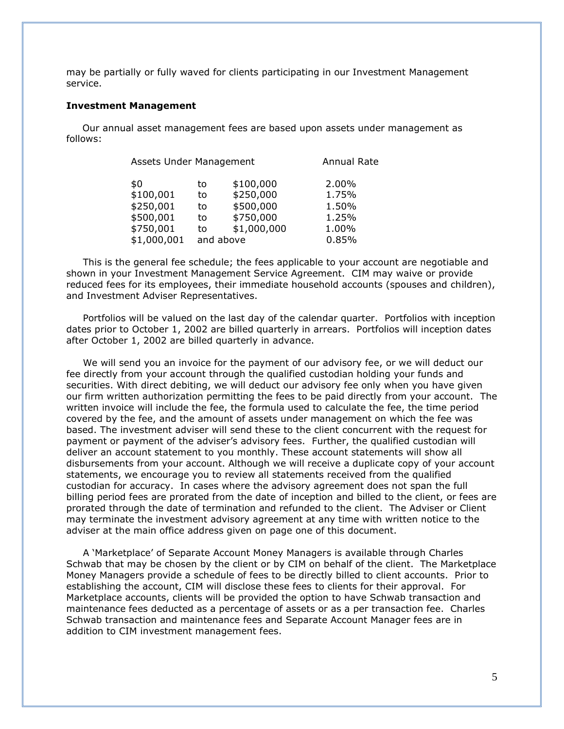may be partially or fully waved for clients participating in our Investment Management service.

**Investment Management**

Our annual asset management fees are based upon assets under management as follows:

| Assets Under Management | | | Annual Rate |
|---|---|---|---|
| $0 | to | $100,000 | 2.00% |
| $100,001 | to | $250,000 | 1.75% |
| $250,001 | to | $500,000 | 1.50% |
| $500,001 | to | $750,000 | 1.25% |
| $750,001 | to | $1,000,000 | 1.00% |
| $1,000,001 | and above | | 0.85% |

This is the general fee schedule; the fees applicable to your account are negotiable and shown in your Investment Management Service Agreement. CIM may waive or provide reduced fees for its employees, their immediate household accounts (spouses and children), and Investment Adviser Representatives.

Portfolios will be valued on the last day of the calendar quarter. Portfolios with inception dates prior to October 1, 2002 are billed quarterly in arrears. Portfolios will inception dates after October 1, 2002 are billed quarterly in advance.

We will send you an invoice for the payment of our advisory fee, or we will deduct our fee directly from your account through the qualified custodian holding your funds and securities. With direct debiting, we will deduct our advisory fee only when you have given our firm written authorization permitting the fees to be paid directly from your account. The written invoice will include the fee, the formula used to calculate the fee, the time period covered by the fee, and the amount of assets under management on which the fee was based. The investment adviser will send these to the client concurrent with the request for payment or payment of the adviser's advisory fees. Further, the qualified custodian will deliver an account statement to you monthly. These account statements will show all disbursements from your account. Although we will receive a duplicate copy of your account statements, we encourage you to review all statements received from the qualified custodian for accuracy. In cases where the advisory agreement does not span the full billing period fees are prorated from the date of inception and billed to the client, or fees are prorated through the date of termination and refunded to the client. The Adviser or Client may terminate the investment advisory agreement at any time with written notice to the adviser at the main office address given on page one of this document.

A 'Marketplace' of Separate Account Money Managers is available through Charles Schwab that may be chosen by the client or by CIM on behalf of the client. The Marketplace Money Managers provide a schedule of fees to be directly billed to client accounts. Prior to establishing the account, CIM will disclose these fees to clients for their approval. For Marketplace accounts, clients will be provided the option to have Schwab transaction and maintenance fees deducted as a percentage of assets or as a per transaction fee. Charles Schwab transaction and maintenance fees and Separate Account Manager fees are in addition to CIM investment management fees.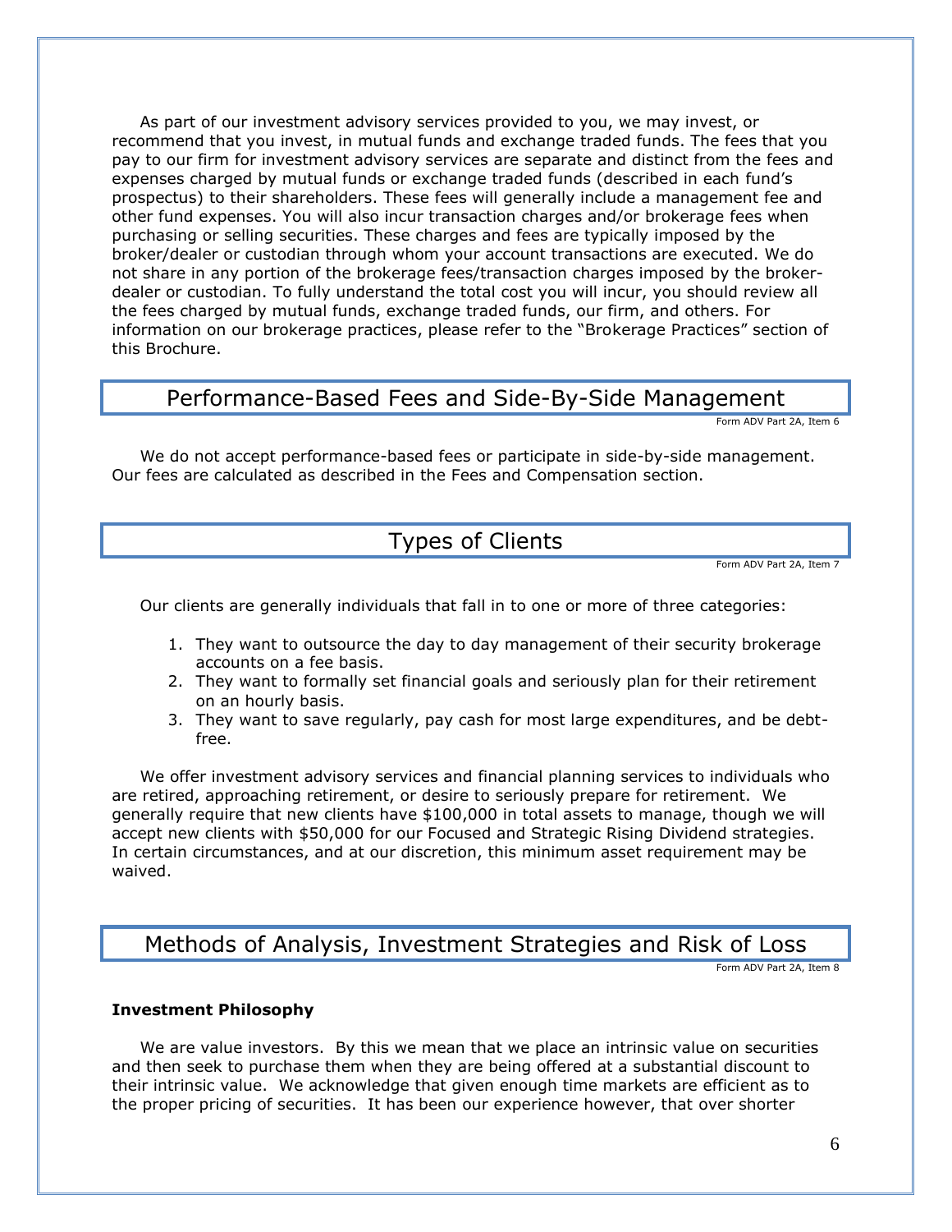As part of our investment advisory services provided to you, we may invest, or recommend that you invest, in mutual funds and exchange traded funds. The fees that you pay to our firm for investment advisory services are separate and distinct from the fees and expenses charged by mutual funds or exchange traded funds (described in each fund's prospectus) to their shareholders. These fees will generally include a management fee and other fund expenses. You will also incur transaction charges and/or brokerage fees when purchasing or selling securities. These charges and fees are typically imposed by the broker/dealer or custodian through whom your account transactions are executed. We do not share in any portion of the brokerage fees/transaction charges imposed by the broker-dealer or custodian. To fully understand the total cost you will incur, you should review all the fees charged by mutual funds, exchange traded funds, our firm, and others. For information on our brokerage practices, please refer to the "Brokerage Practices" section of this Brochure.

## Performance-Based Fees and Side-By-Side Management

Form ADV Part 2A, Item 6

We do not accept performance-based fees or participate in side-by-side management. Our fees are calculated as described in the Fees and Compensation section.

## Types of Clients

Form ADV Part 2A, Item 7

Our clients are generally individuals that fall in to one or more of three categories:

1. They want to outsource the day to day management of their security brokerage accounts on a fee basis.
2. They want to formally set financial goals and seriously plan for their retirement on an hourly basis.
3. They want to save regularly, pay cash for most large expenditures, and be debt-free.

We offer investment advisory services and financial planning services to individuals who are retired, approaching retirement, or desire to seriously prepare for retirement. We generally require that new clients have $100,000 in total assets to manage, though we will accept new clients with $50,000 for our Focused and Strategic Rising Dividend strategies. In certain circumstances, and at our discretion, this minimum asset requirement may be waived.

## Methods of Analysis, Investment Strategies and Risk of Loss

Form ADV Part 2A, Item 8

**Investment Philosophy**

We are value investors. By this we mean that we place an intrinsic value on securities and then seek to purchase them when they are being offered at a substantial discount to their intrinsic value. We acknowledge that given enough time markets are efficient as to the proper pricing of securities. It has been our experience however, that over shorter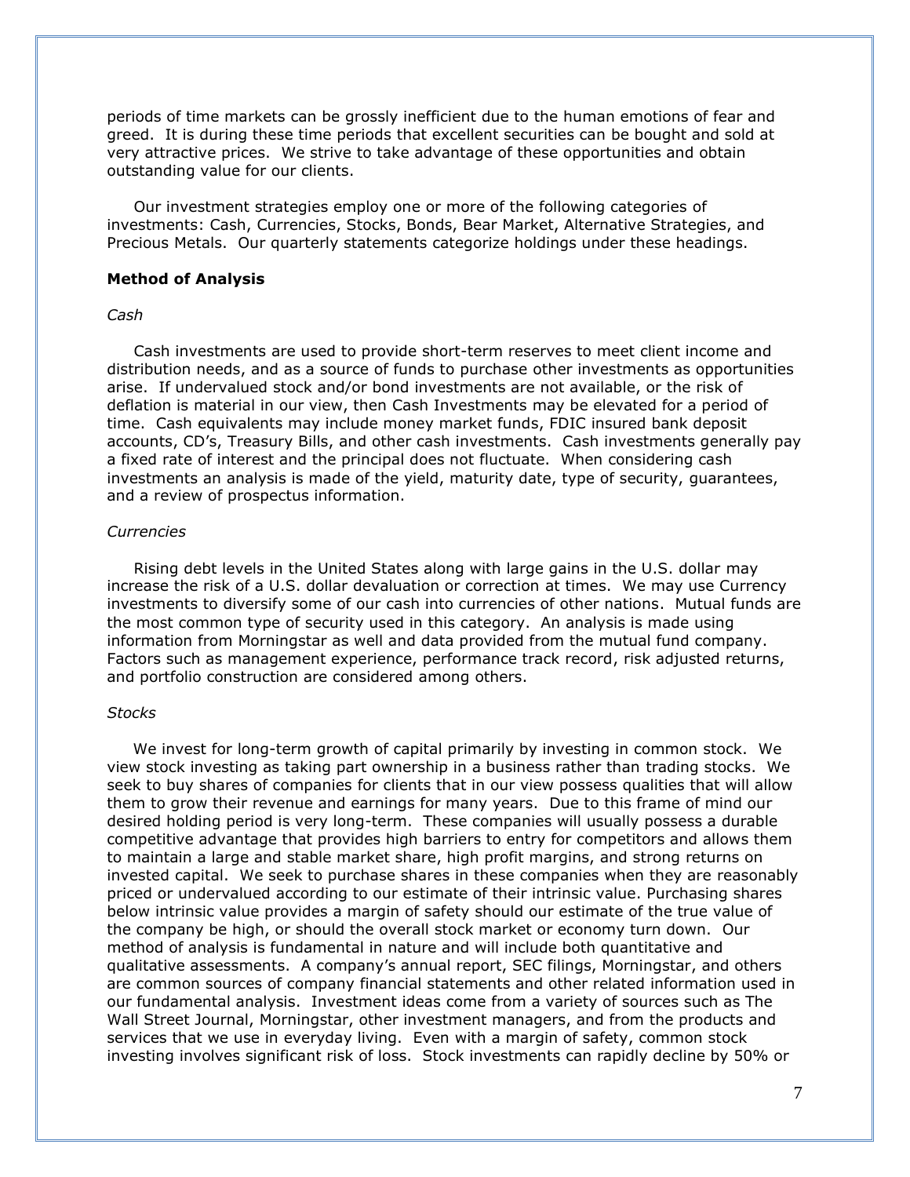periods of time markets can be grossly inefficient due to the human emotions of fear and greed. It is during these time periods that excellent securities can be bought and sold at very attractive prices. We strive to take advantage of these opportunities and obtain outstanding value for our clients.

Our investment strategies employ one or more of the following categories of investments: Cash, Currencies, Stocks, Bonds, Bear Market, Alternative Strategies, and Precious Metals. Our quarterly statements categorize holdings under these headings.

**Method of Analysis**

*Cash*

Cash investments are used to provide short-term reserves to meet client income and distribution needs, and as a source of funds to purchase other investments as opportunities arise. If undervalued stock and/or bond investments are not available, or the risk of deflation is material in our view, then Cash Investments may be elevated for a period of time. Cash equivalents may include money market funds, FDIC insured bank deposit accounts, CD's, Treasury Bills, and other cash investments. Cash investments generally pay a fixed rate of interest and the principal does not fluctuate. When considering cash investments an analysis is made of the yield, maturity date, type of security, guarantees, and a review of prospectus information.

*Currencies*

Rising debt levels in the United States along with large gains in the U.S. dollar may increase the risk of a U.S. dollar devaluation or correction at times. We may use Currency investments to diversify some of our cash into currencies of other nations. Mutual funds are the most common type of security used in this category. An analysis is made using information from Morningstar as well and data provided from the mutual fund company. Factors such as management experience, performance track record, risk adjusted returns, and portfolio construction are considered among others.

*Stocks*

We invest for long-term growth of capital primarily by investing in common stock. We view stock investing as taking part ownership in a business rather than trading stocks. We seek to buy shares of companies for clients that in our view possess qualities that will allow them to grow their revenue and earnings for many years. Due to this frame of mind our desired holding period is very long-term. These companies will usually possess a durable competitive advantage that provides high barriers to entry for competitors and allows them to maintain a large and stable market share, high profit margins, and strong returns on invested capital. We seek to purchase shares in these companies when they are reasonably priced or undervalued according to our estimate of their intrinsic value. Purchasing shares below intrinsic value provides a margin of safety should our estimate of the true value of the company be high, or should the overall stock market or economy turn down. Our method of analysis is fundamental in nature and will include both quantitative and qualitative assessments. A company's annual report, SEC filings, Morningstar, and others are common sources of company financial statements and other related information used in our fundamental analysis. Investment ideas come from a variety of sources such as The Wall Street Journal, Morningstar, other investment managers, and from the products and services that we use in everyday living. Even with a margin of safety, common stock investing involves significant risk of loss. Stock investments can rapidly decline by 50% or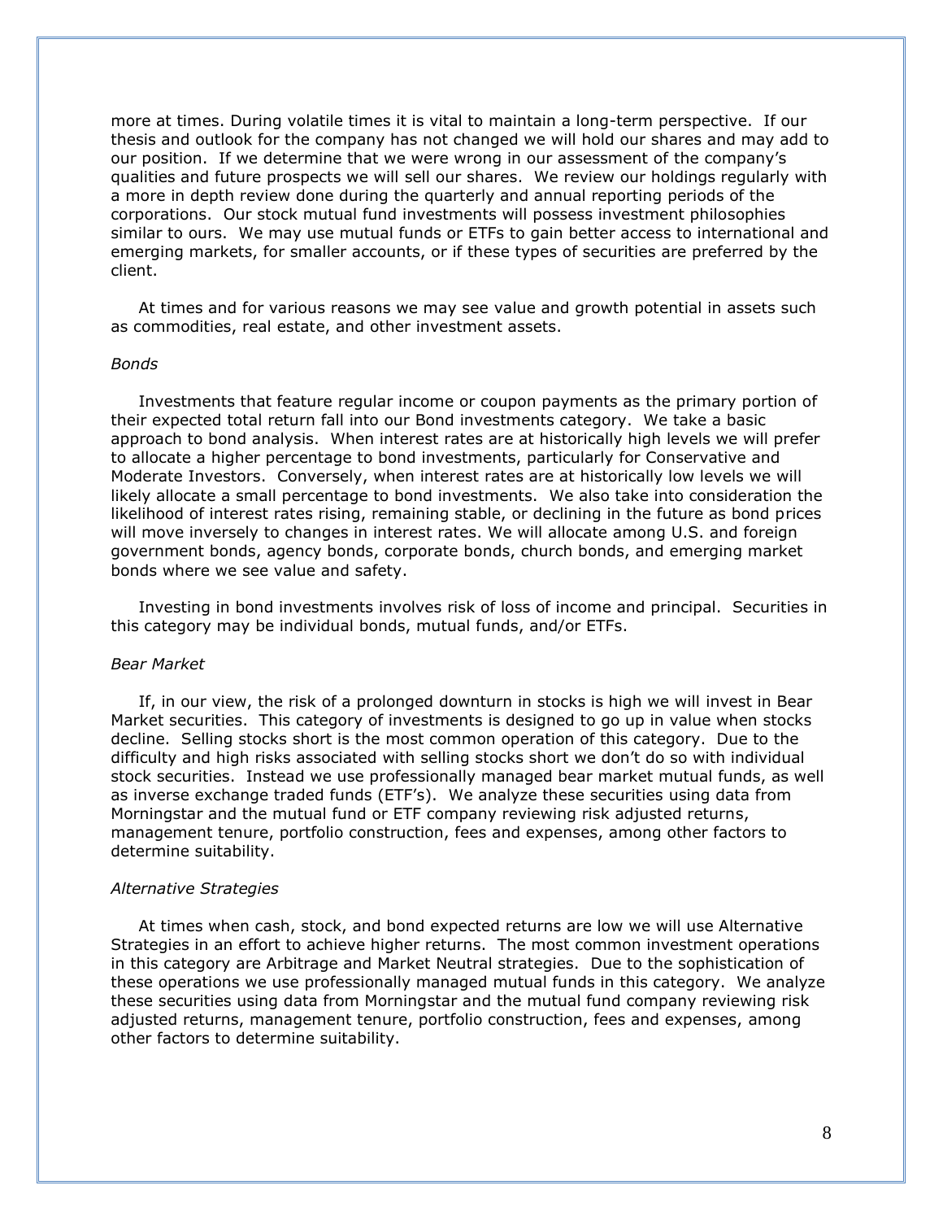more at times. During volatile times it is vital to maintain a long-term perspective. If our thesis and outlook for the company has not changed we will hold our shares and may add to our position. If we determine that we were wrong in our assessment of the company's qualities and future prospects we will sell our shares. We review our holdings regularly with a more in depth review done during the quarterly and annual reporting periods of the corporations. Our stock mutual fund investments will possess investment philosophies similar to ours. We may use mutual funds or ETFs to gain better access to international and emerging markets, for smaller accounts, or if these types of securities are preferred by the client.

At times and for various reasons we may see value and growth potential in assets such as commodities, real estate, and other investment assets.

*Bonds*

Investments that feature regular income or coupon payments as the primary portion of their expected total return fall into our Bond investments category. We take a basic approach to bond analysis. When interest rates are at historically high levels we will prefer to allocate a higher percentage to bond investments, particularly for Conservative and Moderate Investors. Conversely, when interest rates are at historically low levels we will likely allocate a small percentage to bond investments. We also take into consideration the likelihood of interest rates rising, remaining stable, or declining in the future as bond prices will move inversely to changes in interest rates. We will allocate among U.S. and foreign government bonds, agency bonds, corporate bonds, church bonds, and emerging market bonds where we see value and safety.

Investing in bond investments involves risk of loss of income and principal. Securities in this category may be individual bonds, mutual funds, and/or ETFs.

*Bear Market*

If, in our view, the risk of a prolonged downturn in stocks is high we will invest in Bear Market securities. This category of investments is designed to go up in value when stocks decline. Selling stocks short is the most common operation of this category. Due to the difficulty and high risks associated with selling stocks short we don't do so with individual stock securities. Instead we use professionally managed bear market mutual funds, as well as inverse exchange traded funds (ETF's). We analyze these securities using data from Morningstar and the mutual fund or ETF company reviewing risk adjusted returns, management tenure, portfolio construction, fees and expenses, among other factors to determine suitability.

*Alternative Strategies*

At times when cash, stock, and bond expected returns are low we will use Alternative Strategies in an effort to achieve higher returns. The most common investment operations in this category are Arbitrage and Market Neutral strategies. Due to the sophistication of these operations we use professionally managed mutual funds in this category. We analyze these securities using data from Morningstar and the mutual fund company reviewing risk adjusted returns, management tenure, portfolio construction, fees and expenses, among other factors to determine suitability.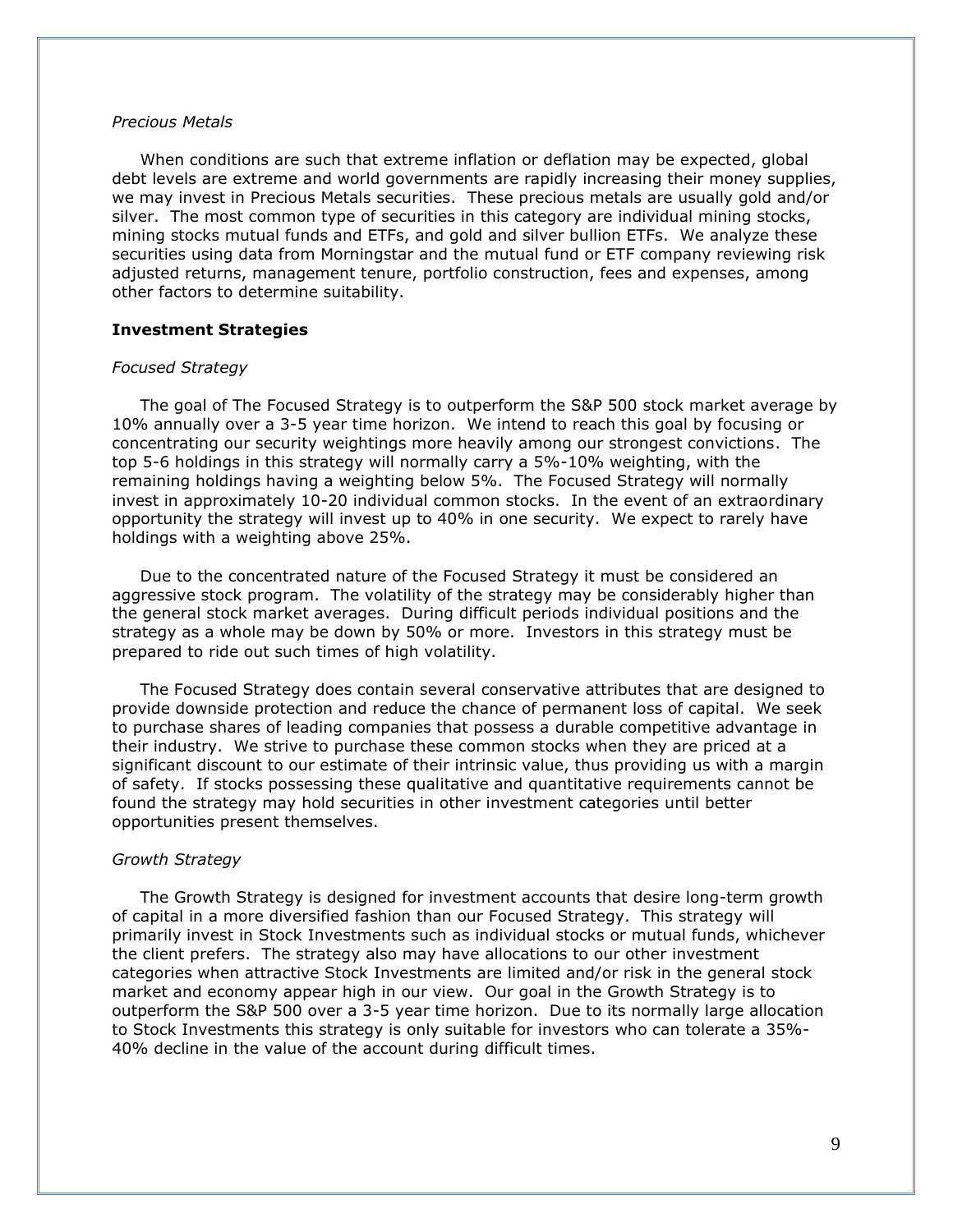*Precious Metals*

When conditions are such that extreme inflation or deflation may be expected, global debt levels are extreme and world governments are rapidly increasing their money supplies, we may invest in Precious Metals securities. These precious metals are usually gold and/or silver. The most common type of securities in this category are individual mining stocks, mining stocks mutual funds and ETFs, and gold and silver bullion ETFs. We analyze these securities using data from Morningstar and the mutual fund or ETF company reviewing risk adjusted returns, management tenure, portfolio construction, fees and expenses, among other factors to determine suitability.

**Investment Strategies**

*Focused Strategy*

The goal of The Focused Strategy is to outperform the S&P 500 stock market average by 10% annually over a 3-5 year time horizon. We intend to reach this goal by focusing or concentrating our security weightings more heavily among our strongest convictions. The top 5-6 holdings in this strategy will normally carry a 5%-10% weighting, with the remaining holdings having a weighting below 5%. The Focused Strategy will normally invest in approximately 10-20 individual common stocks. In the event of an extraordinary opportunity the strategy will invest up to 40% in one security. We expect to rarely have holdings with a weighting above 25%.

Due to the concentrated nature of the Focused Strategy it must be considered an aggressive stock program. The volatility of the strategy may be considerably higher than the general stock market averages. During difficult periods individual positions and the strategy as a whole may be down by 50% or more. Investors in this strategy must be prepared to ride out such times of high volatility.

The Focused Strategy does contain several conservative attributes that are designed to provide downside protection and reduce the chance of permanent loss of capital. We seek to purchase shares of leading companies that possess a durable competitive advantage in their industry. We strive to purchase these common stocks when they are priced at a significant discount to our estimate of their intrinsic value, thus providing us with a margin of safety. If stocks possessing these qualitative and quantitative requirements cannot be found the strategy may hold securities in other investment categories until better opportunities present themselves.

*Growth Strategy*

The Growth Strategy is designed for investment accounts that desire long-term growth of capital in a more diversified fashion than our Focused Strategy. This strategy will primarily invest in Stock Investments such as individual stocks or mutual funds, whichever the client prefers. The strategy also may have allocations to our other investment categories when attractive Stock Investments are limited and/or risk in the general stock market and economy appear high in our view. Our goal in the Growth Strategy is to outperform the S&P 500 over a 3-5 year time horizon. Due to its normally large allocation to Stock Investments this strategy is only suitable for investors who can tolerate a 35%-40% decline in the value of the account during difficult times.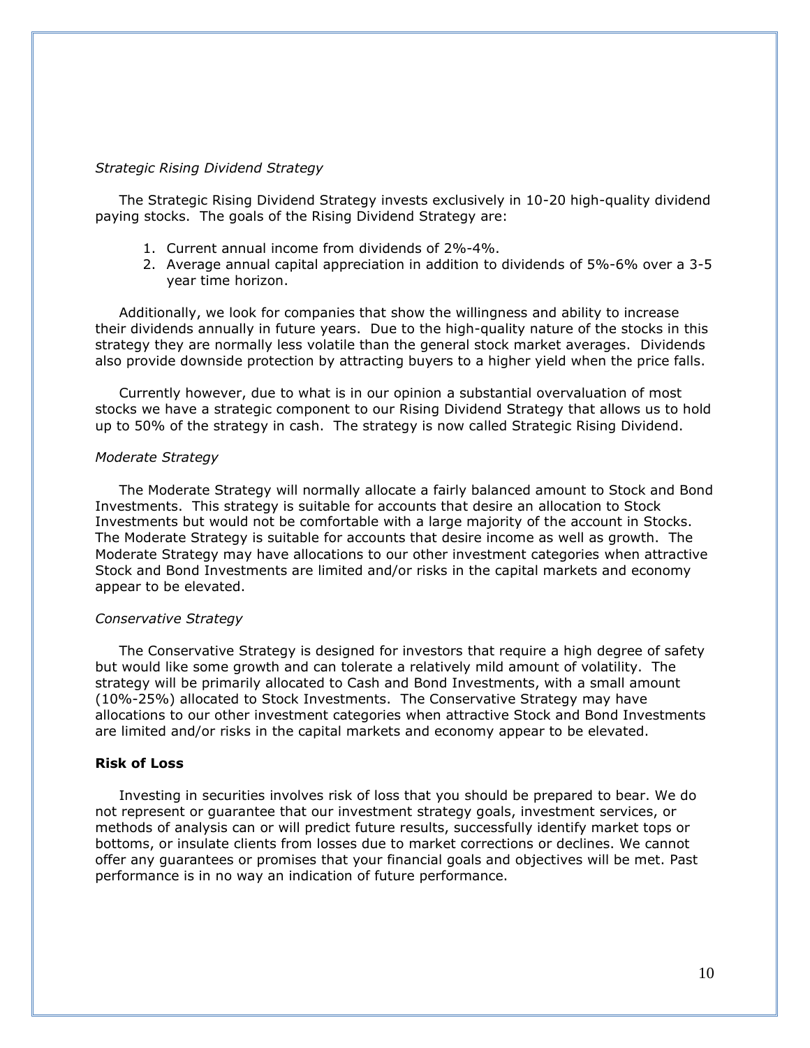*Strategic Rising Dividend Strategy*

The Strategic Rising Dividend Strategy invests exclusively in 10-20 high-quality dividend paying stocks. The goals of the Rising Dividend Strategy are:

1. Current annual income from dividends of 2%-4%.
2. Average annual capital appreciation in addition to dividends of 5%-6% over a 3-5 year time horizon.

Additionally, we look for companies that show the willingness and ability to increase their dividends annually in future years. Due to the high-quality nature of the stocks in this strategy they are normally less volatile than the general stock market averages. Dividends also provide downside protection by attracting buyers to a higher yield when the price falls.

Currently however, due to what is in our opinion a substantial overvaluation of most stocks we have a strategic component to our Rising Dividend Strategy that allows us to hold up to 50% of the strategy in cash. The strategy is now called Strategic Rising Dividend.

*Moderate Strategy*

The Moderate Strategy will normally allocate a fairly balanced amount to Stock and Bond Investments. This strategy is suitable for accounts that desire an allocation to Stock Investments but would not be comfortable with a large majority of the account in Stocks. The Moderate Strategy is suitable for accounts that desire income as well as growth. The Moderate Strategy may have allocations to our other investment categories when attractive Stock and Bond Investments are limited and/or risks in the capital markets and economy appear to be elevated.

*Conservative Strategy*

The Conservative Strategy is designed for investors that require a high degree of safety but would like some growth and can tolerate a relatively mild amount of volatility. The strategy will be primarily allocated to Cash and Bond Investments, with a small amount (10%-25%) allocated to Stock Investments. The Conservative Strategy may have allocations to our other investment categories when attractive Stock and Bond Investments are limited and/or risks in the capital markets and economy appear to be elevated.

**Risk of Loss**

Investing in securities involves risk of loss that you should be prepared to bear. We do not represent or guarantee that our investment strategy goals, investment services, or methods of analysis can or will predict future results, successfully identify market tops or bottoms, or insulate clients from losses due to market corrections or declines. We cannot offer any guarantees or promises that your financial goals and objectives will be met. Past performance is in no way an indication of future performance.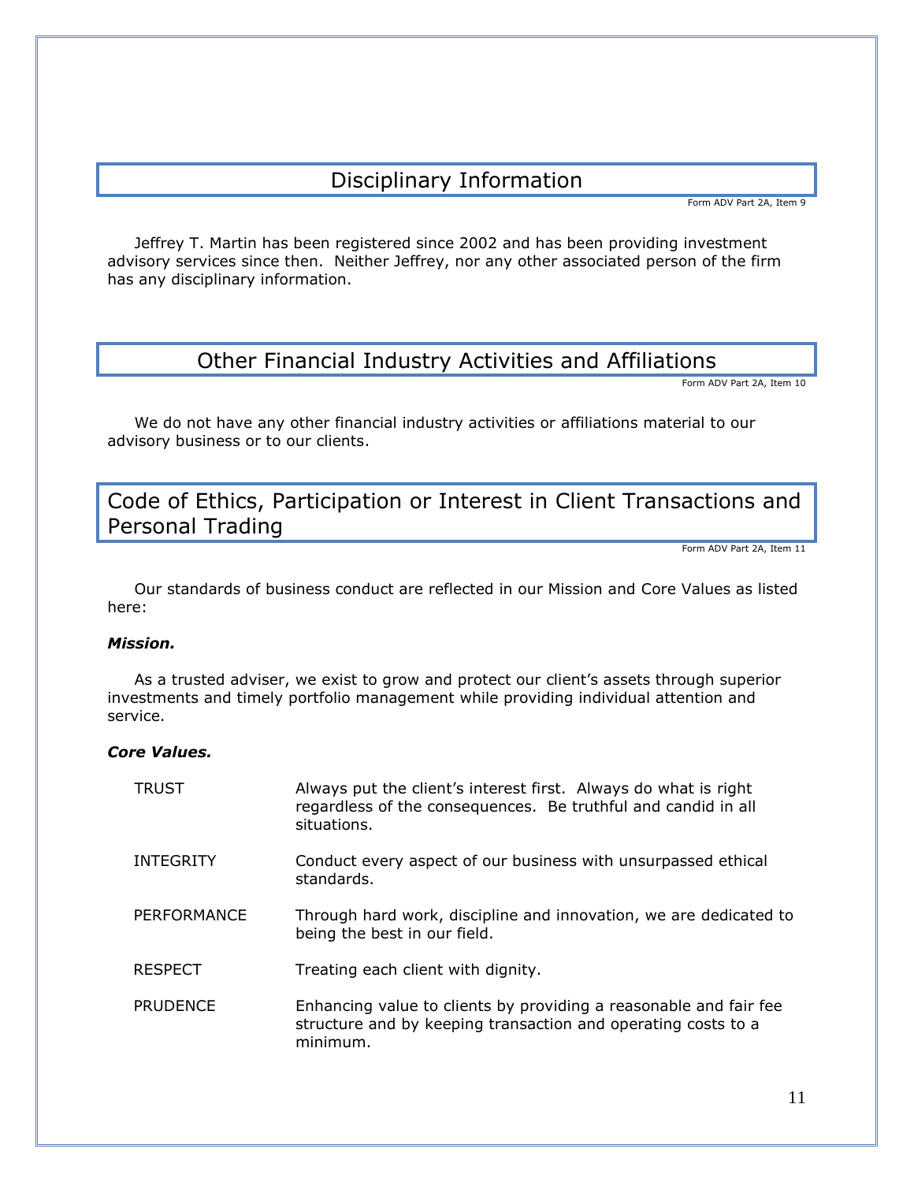## Disciplinary Information

Form ADV Part 2A, Item 9

Jeffrey T. Martin has been registered since 2002 and has been providing investment advisory services since then. Neither Jeffrey, nor any other associated person of the firm has any disciplinary information.

## Other Financial Industry Activities and Affiliations

Form ADV Part 2A, Item 10

We do not have any other financial industry activities or affiliations material to our advisory business or to our clients.

## Code of Ethics, Participation or Interest in Client Transactions and Personal Trading

Form ADV Part 2A, Item 11

Our standards of business conduct are reflected in our Mission and Core Values as listed here:

***Mission.***

As a trusted adviser, we exist to grow and protect our client's assets through superior investments and timely portfolio management while providing individual attention and service.

***Core Values.***

| | |
|---|---|
| TRUST | Always put the client's interest first. Always do what is right regardless of the consequences. Be truthful and candid in all situations. |
| INTEGRITY | Conduct every aspect of our business with unsurpassed ethical standards. |
| PERFORMANCE | Through hard work, discipline and innovation, we are dedicated to being the best in our field. |
| RESPECT | Treating each client with dignity. |
| PRUDENCE | Enhancing value to clients by providing a reasonable and fair fee structure and by keeping transaction and operating costs to a minimum. |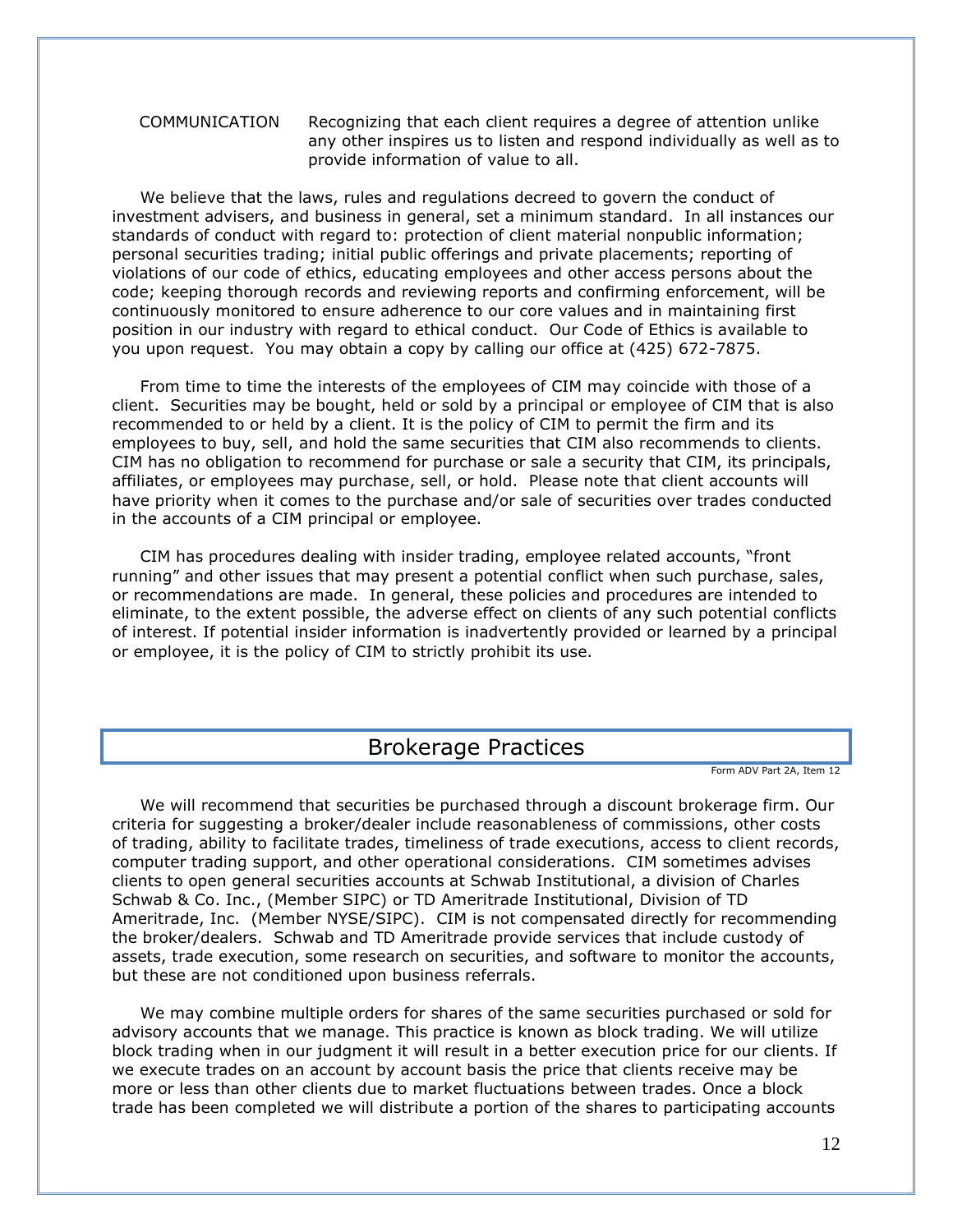COMMUNICATION Recognizing that each client requires a degree of attention unlike any other inspires us to listen and respond individually as well as to provide information of value to all.

We believe that the laws, rules and regulations decreed to govern the conduct of investment advisers, and business in general, set a minimum standard. In all instances our standards of conduct with regard to: protection of client material nonpublic information; personal securities trading; initial public offerings and private placements; reporting of violations of our code of ethics, educating employees and other access persons about the code; keeping thorough records and reviewing reports and confirming enforcement, will be continuously monitored to ensure adherence to our core values and in maintaining first position in our industry with regard to ethical conduct. Our Code of Ethics is available to you upon request. You may obtain a copy by calling our office at (425) 672-7875.

From time to time the interests of the employees of CIM may coincide with those of a client. Securities may be bought, held or sold by a principal or employee of CIM that is also recommended to or held by a client. It is the policy of CIM to permit the firm and its employees to buy, sell, and hold the same securities that CIM also recommends to clients. CIM has no obligation to recommend for purchase or sale a security that CIM, its principals, affiliates, or employees may purchase, sell, or hold. Please note that client accounts will have priority when it comes to the purchase and/or sale of securities over trades conducted in the accounts of a CIM principal or employee.

CIM has procedures dealing with insider trading, employee related accounts, "front running" and other issues that may present a potential conflict when such purchase, sales, or recommendations are made. In general, these policies and procedures are intended to eliminate, to the extent possible, the adverse effect on clients of any such potential conflicts of interest. If potential insider information is inadvertently provided or learned by a principal or employee, it is the policy of CIM to strictly prohibit its use.

## Brokerage Practices

Form ADV Part 2A, Item 12

We will recommend that securities be purchased through a discount brokerage firm. Our criteria for suggesting a broker/dealer include reasonableness of commissions, other costs of trading, ability to facilitate trades, timeliness of trade executions, access to client records, computer trading support, and other operational considerations. CIM sometimes advises clients to open general securities accounts at Schwab Institutional, a division of Charles Schwab & Co. Inc., (Member SIPC) or TD Ameritrade Institutional, Division of TD Ameritrade, Inc. (Member NYSE/SIPC). CIM is not compensated directly for recommending the broker/dealers. Schwab and TD Ameritrade provide services that include custody of assets, trade execution, some research on securities, and software to monitor the accounts, but these are not conditioned upon business referrals.

We may combine multiple orders for shares of the same securities purchased or sold for advisory accounts that we manage. This practice is known as block trading. We will utilize block trading when in our judgment it will result in a better execution price for our clients. If we execute trades on an account by account basis the price that clients receive may be more or less than other clients due to market fluctuations between trades. Once a block trade has been completed we will distribute a portion of the shares to participating accounts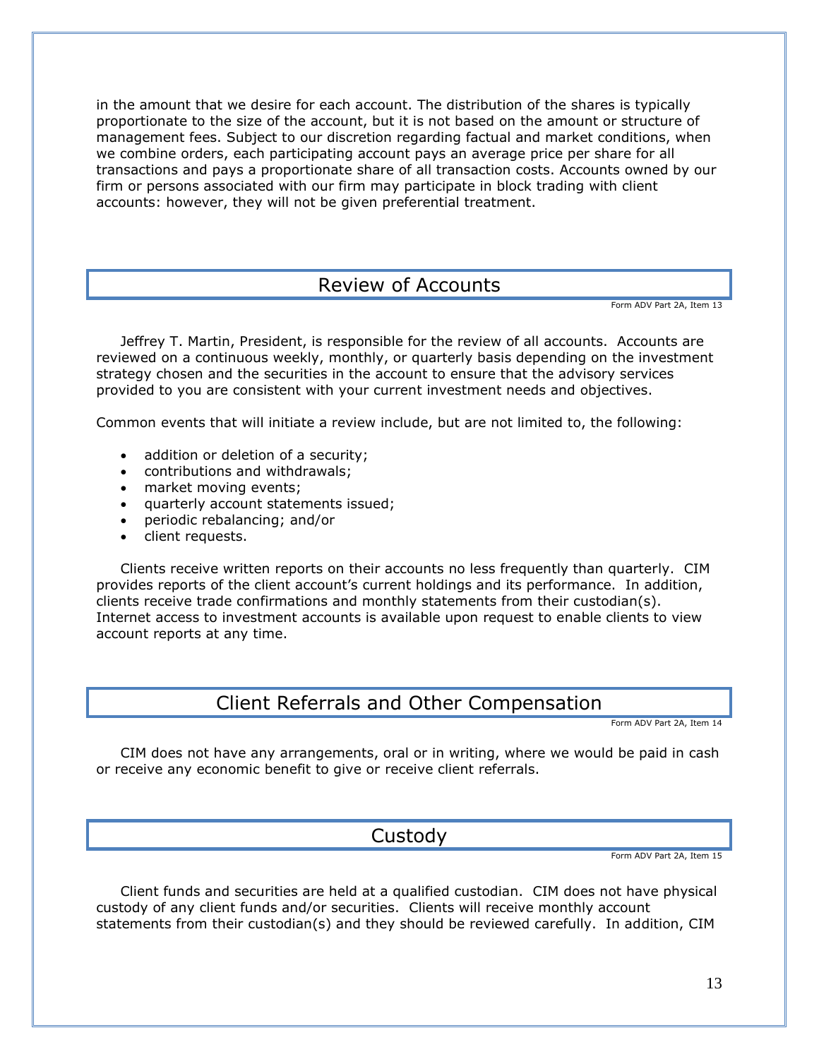in the amount that we desire for each account. The distribution of the shares is typically proportionate to the size of the account, but it is not based on the amount or structure of management fees. Subject to our discretion regarding factual and market conditions, when we combine orders, each participating account pays an average price per share for all transactions and pays a proportionate share of all transaction costs. Accounts owned by our firm or persons associated with our firm may participate in block trading with client accounts: however, they will not be given preferential treatment.

## Review of Accounts

Form ADV Part 2A, Item 13

Jeffrey T. Martin, President, is responsible for the review of all accounts. Accounts are reviewed on a continuous weekly, monthly, or quarterly basis depending on the investment strategy chosen and the securities in the account to ensure that the advisory services provided to you are consistent with your current investment needs and objectives.

Common events that will initiate a review include, but are not limited to, the following:

- addition or deletion of a security;
- contributions and withdrawals;
- market moving events;
- quarterly account statements issued;
- periodic rebalancing; and/or
- client requests.

Clients receive written reports on their accounts no less frequently than quarterly. CIM provides reports of the client account's current holdings and its performance. In addition, clients receive trade confirmations and monthly statements from their custodian(s). Internet access to investment accounts is available upon request to enable clients to view account reports at any time.

## Client Referrals and Other Compensation

Form ADV Part 2A, Item 14

CIM does not have any arrangements, oral or in writing, where we would be paid in cash or receive any economic benefit to give or receive client referrals.

## Custody

Form ADV Part 2A, Item 15

Client funds and securities are held at a qualified custodian. CIM does not have physical custody of any client funds and/or securities. Clients will receive monthly account statements from their custodian(s) and they should be reviewed carefully. In addition, CIM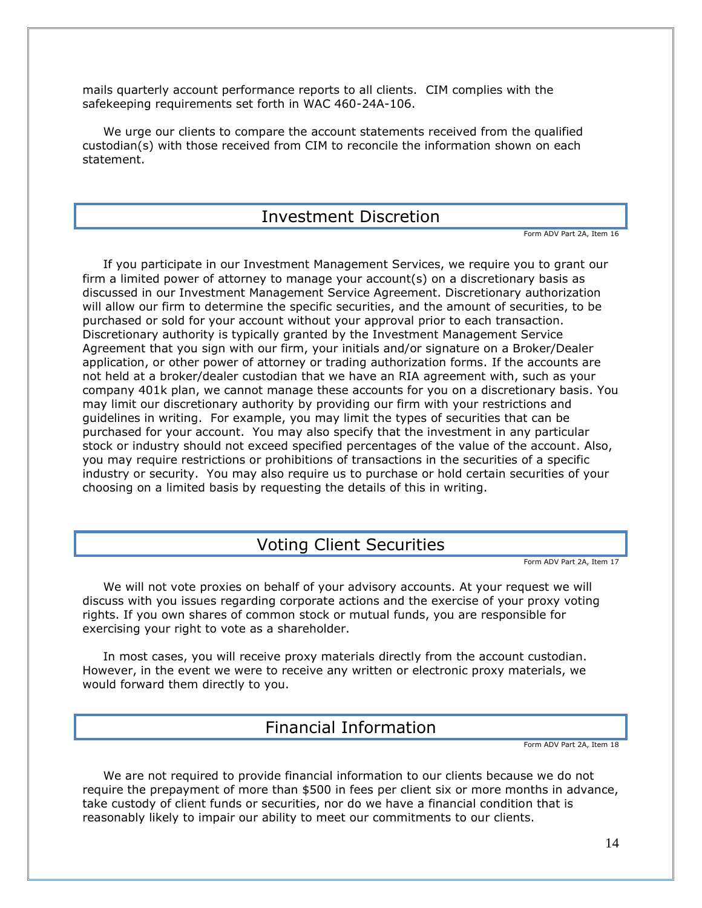mails quarterly account performance reports to all clients. CIM complies with the safekeeping requirements set forth in WAC 460-24A-106.

We urge our clients to compare the account statements received from the qualified custodian(s) with those received from CIM to reconcile the information shown on each statement.

## Investment Discretion

Form ADV Part 2A, Item 16

If you participate in our Investment Management Services, we require you to grant our firm a limited power of attorney to manage your account(s) on a discretionary basis as discussed in our Investment Management Service Agreement. Discretionary authorization will allow our firm to determine the specific securities, and the amount of securities, to be purchased or sold for your account without your approval prior to each transaction. Discretionary authority is typically granted by the Investment Management Service Agreement that you sign with our firm, your initials and/or signature on a Broker/Dealer application, or other power of attorney or trading authorization forms. If the accounts are not held at a broker/dealer custodian that we have an RIA agreement with, such as your company 401k plan, we cannot manage these accounts for you on a discretionary basis. You may limit our discretionary authority by providing our firm with your restrictions and guidelines in writing. For example, you may limit the types of securities that can be purchased for your account. You may also specify that the investment in any particular stock or industry should not exceed specified percentages of the value of the account. Also, you may require restrictions or prohibitions of transactions in the securities of a specific industry or security. You may also require us to purchase or hold certain securities of your choosing on a limited basis by requesting the details of this in writing.

## Voting Client Securities

Form ADV Part 2A, Item 17

We will not vote proxies on behalf of your advisory accounts. At your request we will discuss with you issues regarding corporate actions and the exercise of your proxy voting rights. If you own shares of common stock or mutual funds, you are responsible for exercising your right to vote as a shareholder.

In most cases, you will receive proxy materials directly from the account custodian. However, in the event we were to receive any written or electronic proxy materials, we would forward them directly to you.

## Financial Information

Form ADV Part 2A, Item 18

We are not required to provide financial information to our clients because we do not require the prepayment of more than $500 in fees per client six or more months in advance, take custody of client funds or securities, nor do we have a financial condition that is reasonably likely to impair our ability to meet our commitments to our clients.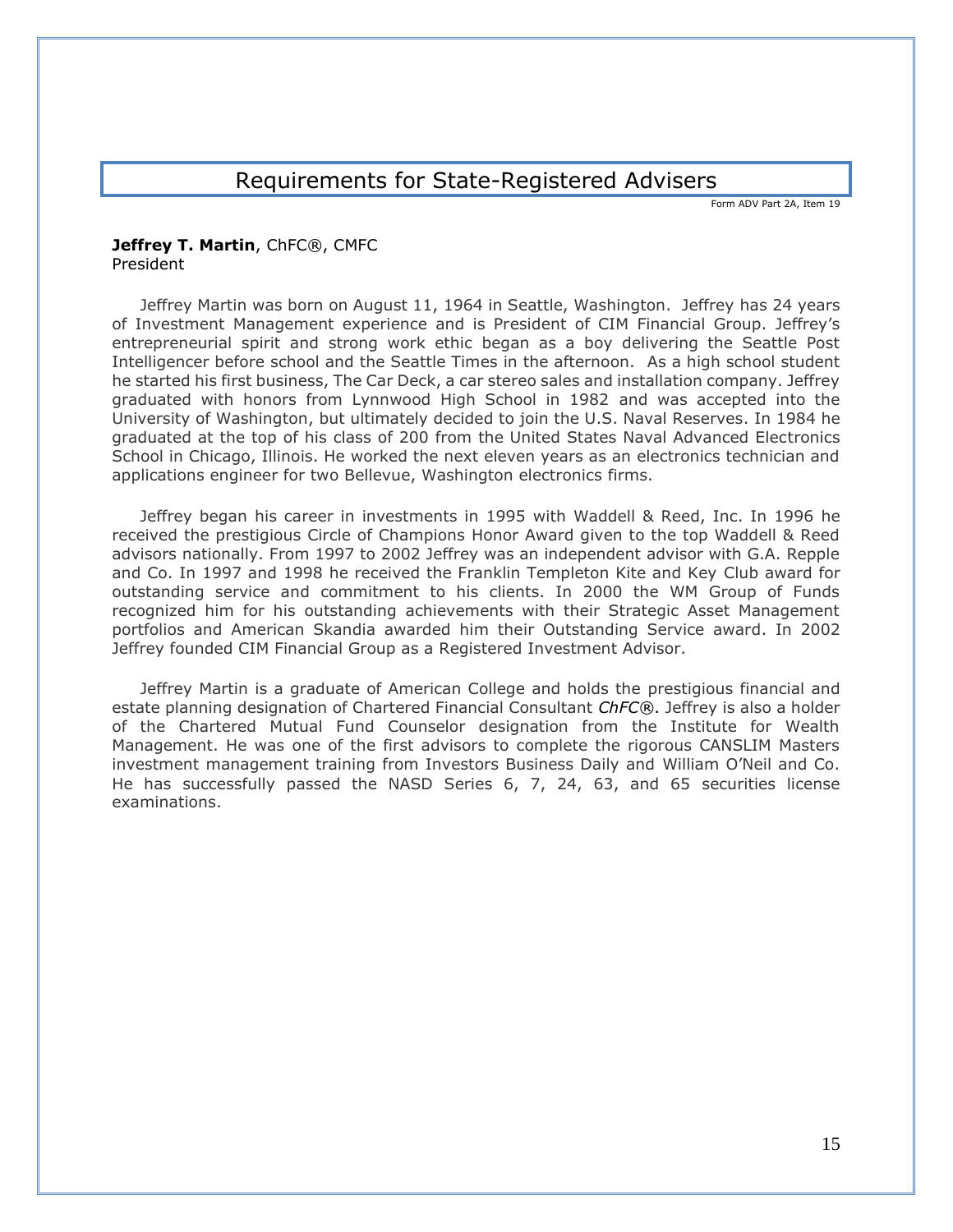# Requirements for State-Registered Advisers

Form ADV Part 2A, Item 19

**Jeffrey T. Martin**, ChFC®, CMFC
President

Jeffrey Martin was born on August 11, 1964 in Seattle, Washington. Jeffrey has 24 years of Investment Management experience and is President of CIM Financial Group. Jeffrey's entrepreneurial spirit and strong work ethic began as a boy delivering the Seattle Post Intelligencer before school and the Seattle Times in the afternoon. As a high school student he started his first business, The Car Deck, a car stereo sales and installation company. Jeffrey graduated with honors from Lynnwood High School in 1982 and was accepted into the University of Washington, but ultimately decided to join the U.S. Naval Reserves. In 1984 he graduated at the top of his class of 200 from the United States Naval Advanced Electronics School in Chicago, Illinois. He worked the next eleven years as an electronics technician and applications engineer for two Bellevue, Washington electronics firms.

Jeffrey began his career in investments in 1995 with Waddell & Reed, Inc. In 1996 he received the prestigious Circle of Champions Honor Award given to the top Waddell & Reed advisors nationally. From 1997 to 2002 Jeffrey was an independent advisor with G.A. Repple and Co. In 1997 and 1998 he received the Franklin Templeton Kite and Key Club award for outstanding service and commitment to his clients. In 2000 the WM Group of Funds recognized him for his outstanding achievements with their Strategic Asset Management portfolios and American Skandia awarded him their Outstanding Service award. In 2002 Jeffrey founded CIM Financial Group as a Registered Investment Advisor.

Jeffrey Martin is a graduate of American College and holds the prestigious financial and estate planning designation of Chartered Financial Consultant *ChFC®*. Jeffrey is also a holder of the Chartered Mutual Fund Counselor designation from the Institute for Wealth Management. He was one of the first advisors to complete the rigorous CANSLIM Masters investment management training from Investors Business Daily and William O'Neil and Co. He has successfully passed the NASD Series 6, 7, 24, 63, and 65 securities license examinations.